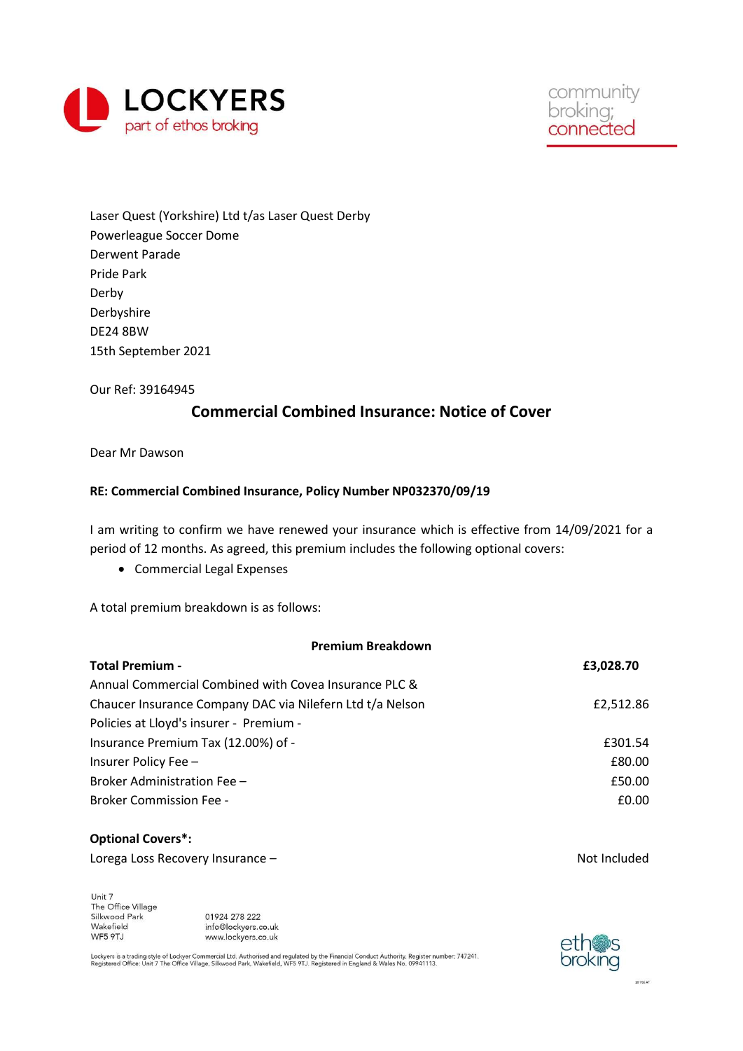Laser Quest (Yorkshire) Ltd t/as Laser Quest Derby
Powerleague Soccer Dome
Derwent Parade
Pride Park
Derby
Derbyshire
DE24 8BW
15th September 2021

Our Ref: 39164945

## Commercial Combined Insurance: Notice of Cover

Dear Mr Dawson

**RE: Commercial Combined Insurance, Policy Number NP032370/09/19**

I am writing to confirm we have renewed your insurance which is effective from 14/09/2021 for a period of 12 months. As agreed, this premium includes the following optional covers:

- Commercial Legal Expenses

A total premium breakdown is as follows:

**Premium Breakdown**

| | |
|---|---|
| **Total Premium -** | **£3,028.70** |
| Annual Commercial Combined with Covea Insurance PLC & Chaucer Insurance Company DAC via Nilefern Ltd t/a Nelson Policies at Lloyd's insurer - Premium - | £2,512.86 |
| Insurance Premium Tax (12.00%) of - | £301.54 |
| Insurer Policy Fee – | £80.00 |
| Broker Administration Fee – | £50.00 |
| Broker Commission Fee - | £0.00 |

**Optional Covers*:**

| | |
|---|---|
| Lorega Loss Recovery Insurance – | Not Included |

Unit 7
The Office Village
Silkwood Park
Wakefield
WF5 9TJ

01924 278 222
info@lockyers.co.uk
www.lockyers.co.uk

Lockyers is a trading style of Lockyer Commercial Ltd. Authorised and regulated by the Financial Conduct Authority. Register number: 747241. Registered Office: Unit 7 The Office Village, Silkwood Park, Wakefield, WF5 9TJ. Registered in England & Wales No. 09941113.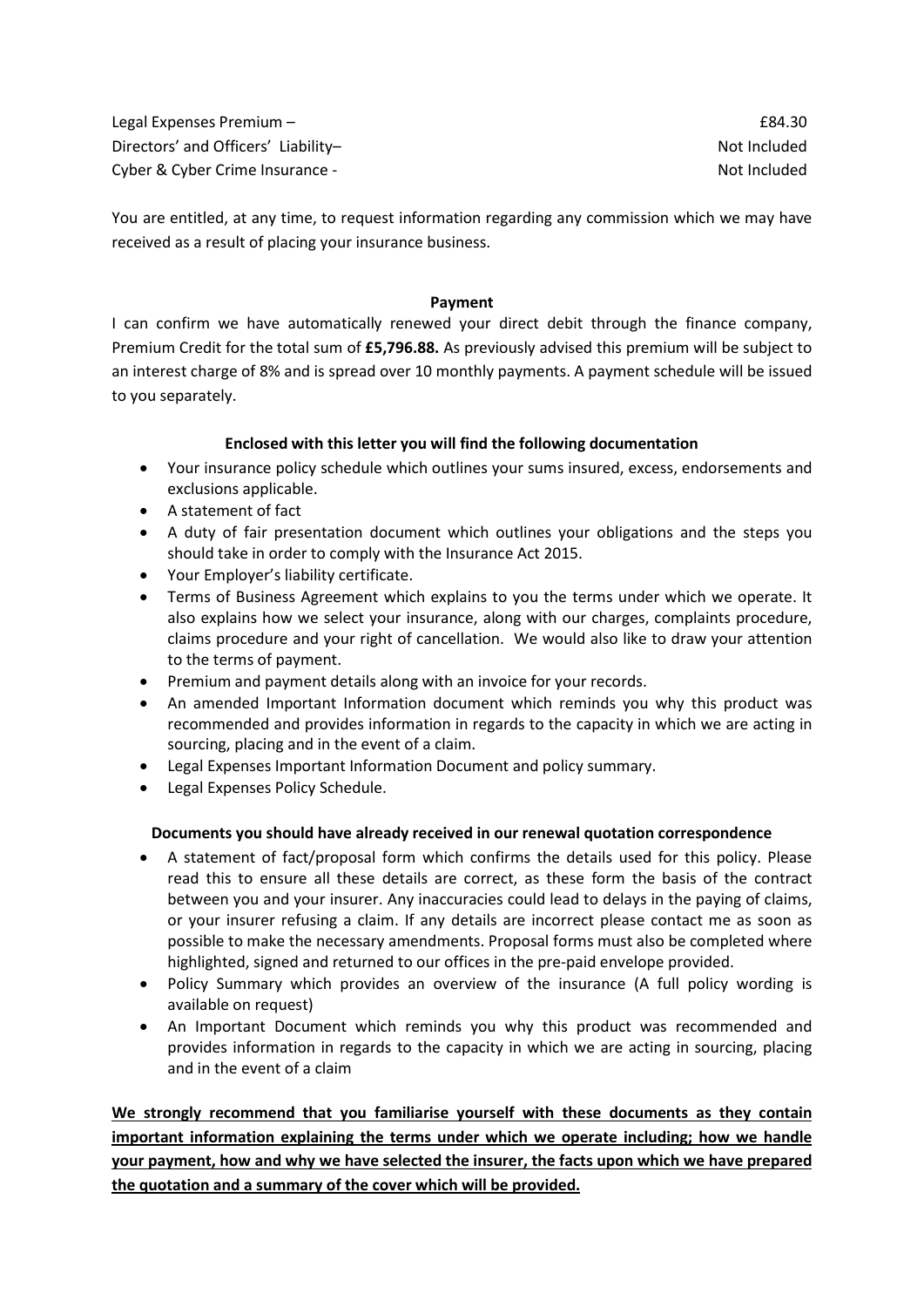| | |
|---|---|
| Legal Expenses Premium – | £84.30 |
| Directors’ and Officers’ Liability– | Not Included |
| Cyber & Cyber Crime Insurance - | Not Included |

You are entitled, at any time, to request information regarding any commission which we may have received as a result of placing your insurance business.

**Payment**

I can confirm we have automatically renewed your direct debit through the finance company, Premium Credit for the total sum of **£5,796.88.** As previously advised this premium will be subject to an interest charge of 8% and is spread over 10 monthly payments. A payment schedule will be issued to you separately.

**Enclosed with this letter you will find the following documentation**

- Your insurance policy schedule which outlines your sums insured, excess, endorsements and exclusions applicable.
- A statement of fact
- A duty of fair presentation document which outlines your obligations and the steps you should take in order to comply with the Insurance Act 2015.
- Your Employer’s liability certificate.
- Terms of Business Agreement which explains to you the terms under which we operate. It also explains how we select your insurance, along with our charges, complaints procedure, claims procedure and your right of cancellation. We would also like to draw your attention to the terms of payment.
- Premium and payment details along with an invoice for your records.
- An amended Important Information document which reminds you why this product was recommended and provides information in regards to the capacity in which we are acting in sourcing, placing and in the event of a claim.
- Legal Expenses Important Information Document and policy summary.
- Legal Expenses Policy Schedule.

**Documents you should have already received in our renewal quotation correspondence**

- A statement of fact/proposal form which confirms the details used for this policy. Please read this to ensure all these details are correct, as these form the basis of the contract between you and your insurer. Any inaccuracies could lead to delays in the paying of claims, or your insurer refusing a claim. If any details are incorrect please contact me as soon as possible to make the necessary amendments. Proposal forms must also be completed where highlighted, signed and returned to our offices in the pre-paid envelope provided.
- Policy Summary which provides an overview of the insurance (A full policy wording is available on request)
- An Important Document which reminds you why this product was recommended and provides information in regards to the capacity in which we are acting in sourcing, placing and in the event of a claim

**We strongly recommend that you familiarise yourself with these documents as they contain important information explaining the terms under which we operate including; how we handle your payment, how and why we have selected the insurer, the facts upon which we have prepared the quotation and a summary of the cover which will be provided.**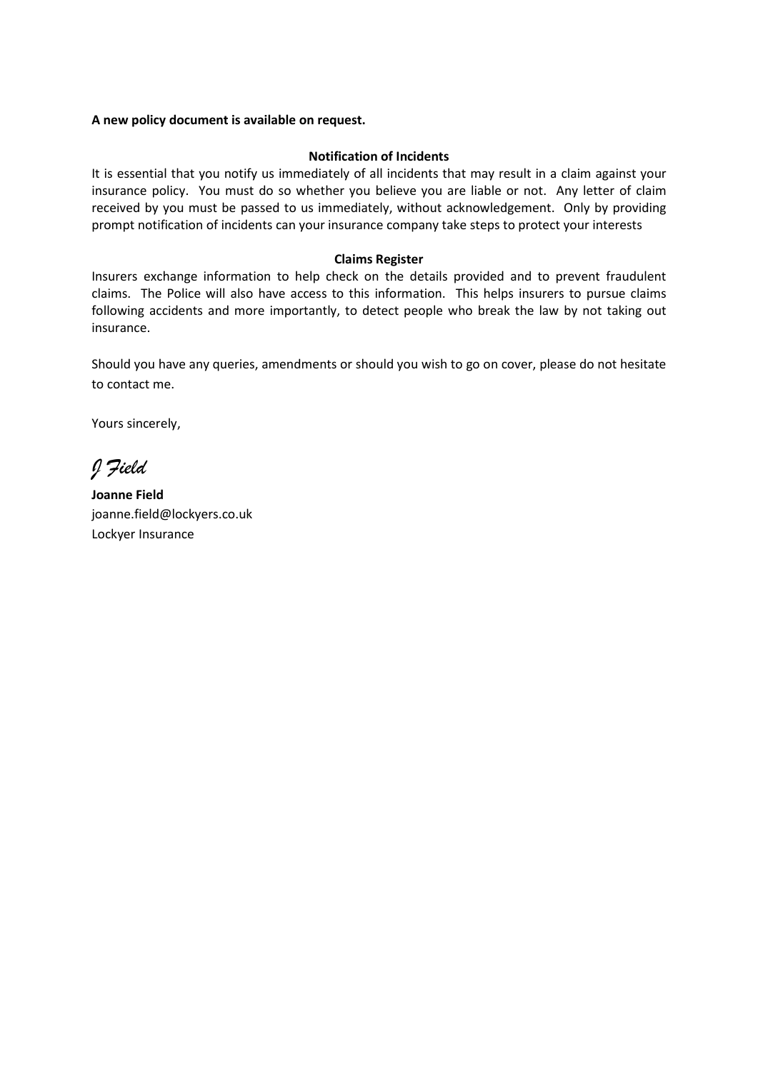**A new policy document is available on request.**

**Notification of Incidents**

It is essential that you notify us immediately of all incidents that may result in a claim against your insurance policy. You must do so whether you believe you are liable or not. Any letter of claim received by you must be passed to us immediately, without acknowledgement. Only by providing prompt notification of incidents can your insurance company take steps to protect your interests

**Claims Register**

Insurers exchange information to help check on the details provided and to prevent fraudulent claims. The Police will also have access to this information. This helps insurers to pursue claims following accidents and more importantly, to detect people who break the law by not taking out insurance.

Should you have any queries, amendments or should you wish to go on cover, please do not hesitate to contact me.

Yours sincerely,

*J Field*

**Joanne Field**
joanne.field@lockyers.co.uk
Lockyer Insurance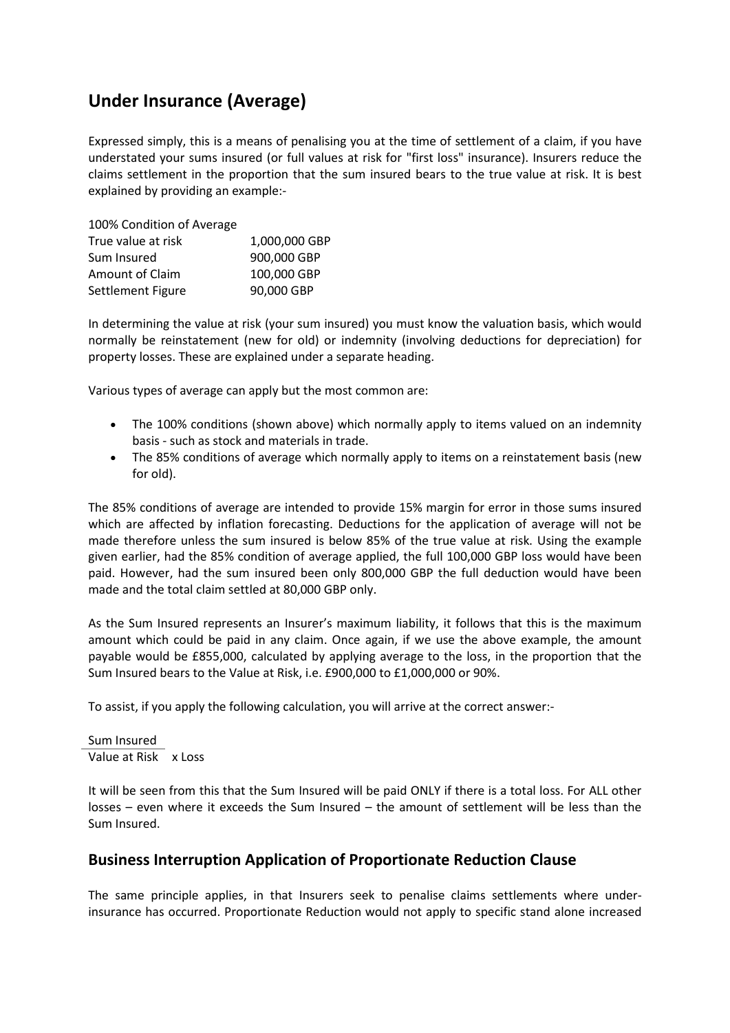## Under Insurance (Average)

Expressed simply, this is a means of penalising you at the time of settlement of a claim, if you have understated your sums insured (or full values at risk for "first loss" insurance). Insurers reduce the claims settlement in the proportion that the sum insured bears to the true value at risk. It is best explained by providing an example:-

| 100% Condition of Average | |
| --- | --- |
| True value at risk | 1,000,000 GBP |
| Sum Insured | 900,000 GBP |
| Amount of Claim | 100,000 GBP |
| Settlement Figure | 90,000 GBP |

In determining the value at risk (your sum insured) you must know the valuation basis, which would normally be reinstatement (new for old) or indemnity (involving deductions for depreciation) for property losses. These are explained under a separate heading.

Various types of average can apply but the most common are:

- The 100% conditions (shown above) which normally apply to items valued on an indemnity basis - such as stock and materials in trade.
- The 85% conditions of average which normally apply to items on a reinstatement basis (new for old).

The 85% conditions of average are intended to provide 15% margin for error in those sums insured which are affected by inflation forecasting. Deductions for the application of average will not be made therefore unless the sum insured is below 85% of the true value at risk. Using the example given earlier, had the 85% condition of average applied, the full 100,000 GBP loss would have been paid. However, had the sum insured been only 800,000 GBP the full deduction would have been made and the total claim settled at 80,000 GBP only.

As the Sum Insured represents an Insurer's maximum liability, it follows that this is the maximum amount which could be paid in any claim. Once again, if we use the above example, the amount payable would be £855,000, calculated by applying average to the loss, in the proportion that the Sum Insured bears to the Value at Risk, i.e. £900,000 to £1,000,000 or 90%.

To assist, if you apply the following calculation, you will arrive at the correct answer:-

$$\frac{\text{Sum Insured}}{\text{Value at Risk}} \times \text{Loss}$$

It will be seen from this that the Sum Insured will be paid ONLY if there is a total loss. For ALL other losses – even where it exceeds the Sum Insured – the amount of settlement will be less than the Sum Insured.

## Business Interruption Application of Proportionate Reduction Clause

The same principle applies, in that Insurers seek to penalise claims settlements where under-insurance has occurred. Proportionate Reduction would not apply to specific stand alone increased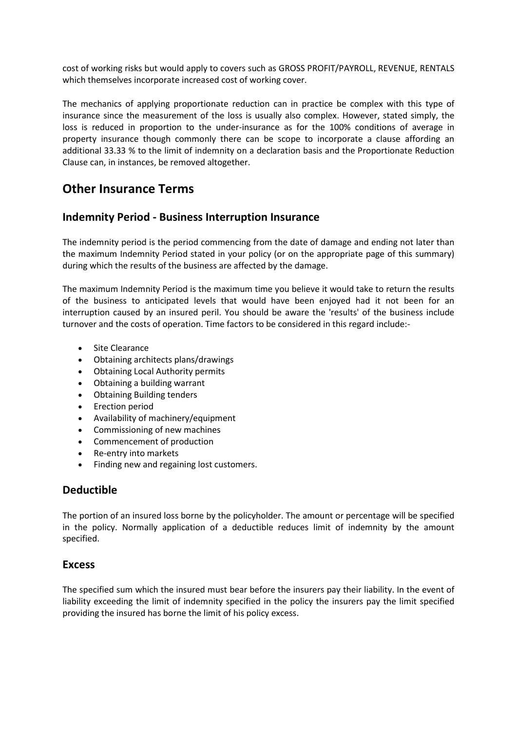cost of working risks but would apply to covers such as GROSS PROFIT/PAYROLL, REVENUE, RENTALS which themselves incorporate increased cost of working cover.

The mechanics of applying proportionate reduction can in practice be complex with this type of insurance since the measurement of the loss is usually also complex. However, stated simply, the loss is reduced in proportion to the under-insurance as for the 100% conditions of average in property insurance though commonly there can be scope to incorporate a clause affording an additional 33.33 % to the limit of indemnity on a declaration basis and the Proportionate Reduction Clause can, in instances, be removed altogether.

# Other Insurance Terms

## Indemnity Period - Business Interruption Insurance

The indemnity period is the period commencing from the date of damage and ending not later than the maximum Indemnity Period stated in your policy (or on the appropriate page of this summary) during which the results of the business are affected by the damage.

The maximum Indemnity Period is the maximum time you believe it would take to return the results of the business to anticipated levels that would have been enjoyed had it not been for an interruption caused by an insured peril. You should be aware the 'results' of the business include turnover and the costs of operation. Time factors to be considered in this regard include:-

- Site Clearance
- Obtaining architects plans/drawings
- Obtaining Local Authority permits
- Obtaining a building warrant
- Obtaining Building tenders
- Erection period
- Availability of machinery/equipment
- Commissioning of new machines
- Commencement of production
- Re-entry into markets
- Finding new and regaining lost customers.

## Deductible

The portion of an insured loss borne by the policyholder. The amount or percentage will be specified in the policy. Normally application of a deductible reduces limit of indemnity by the amount specified.

## Excess

The specified sum which the insured must bear before the insurers pay their liability. In the event of liability exceeding the limit of indemnity specified in the policy the insurers pay the limit specified providing the insured has borne the limit of his policy excess.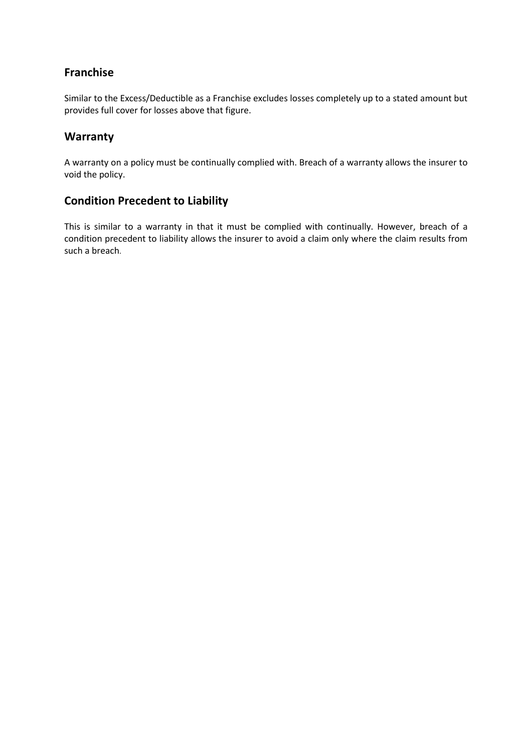## Franchise

Similar to the Excess/Deductible as a Franchise excludes losses completely up to a stated amount but provides full cover for losses above that figure.

## Warranty

A warranty on a policy must be continually complied with. Breach of a warranty allows the insurer to void the policy.

## Condition Precedent to Liability

This is similar to a warranty in that it must be complied with continually. However, breach of a condition precedent to liability allows the insurer to avoid a claim only where the claim results from such a breach.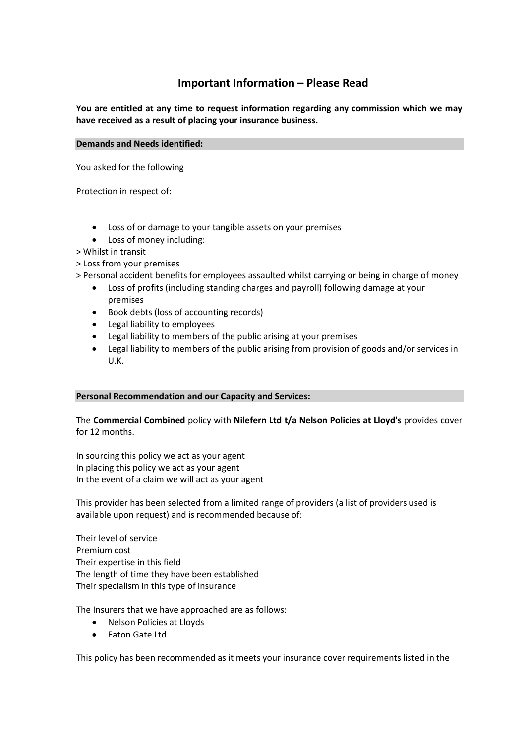# Important Information – Please Read

**You are entitled at any time to request information regarding any commission which we may have received as a result of placing your insurance business.**

**Demands and Needs identified:**

You asked for the following

Protection in respect of:

- Loss of or damage to your tangible assets on your premises
- Loss of money including:

> Whilst in transit
> Loss from your premises
> Personal accident benefits for employees assaulted whilst carrying or being in charge of money

- Loss of profits (including standing charges and payroll) following damage at your premises
- Book debts (loss of accounting records)
- Legal liability to employees
- Legal liability to members of the public arising at your premises
- Legal liability to members of the public arising from provision of goods and/or services in U.K.

**Personal Recommendation and our Capacity and Services:**

The **Commercial Combined** policy with **Nilefern Ltd t/a Nelson Policies at Lloyd's** provides cover for 12 months.

In sourcing this policy we act as your agent
In placing this policy we act as your agent
In the event of a claim we will act as your agent

This provider has been selected from a limited range of providers (a list of providers used is available upon request) and is recommended because of:

Their level of service
Premium cost
Their expertise in this field
The length of time they have been established
Their specialism in this type of insurance

The Insurers that we have approached are as follows:

- Nelson Policies at Lloyds
- Eaton Gate Ltd

This policy has been recommended as it meets your insurance cover requirements listed in the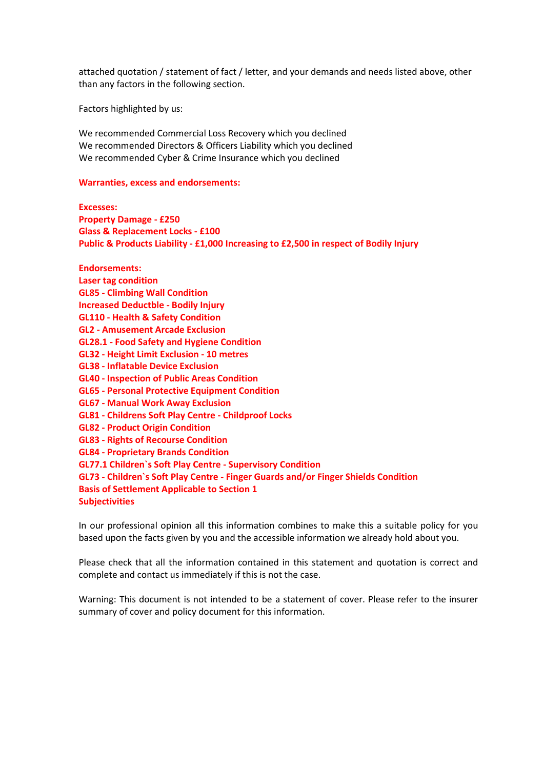attached quotation / statement of fact / letter, and your demands and needs listed above, other than any factors in the following section.

Factors highlighted by us:

We recommended Commercial Loss Recovery which you declined
We recommended Directors & Officers Liability which you declined
We recommended Cyber & Crime Insurance which you declined

**Warranties, excess and endorsements:**

**Excesses:**
**Property Damage - £250**
**Glass & Replacement Locks - £100**
**Public & Products Liability - £1,000 Increasing to £2,500 in respect of Bodily Injury**

**Endorsements:**
**Laser tag condition**
**GL85 - Climbing Wall Condition**
**Increased Deductble - Bodily Injury**
**GL110 - Health & Safety Condition**
**GL2 - Amusement Arcade Exclusion**
**GL28.1 - Food Safety and Hygiene Condition**
**GL32 - Height Limit Exclusion - 10 metres**
**GL38 - Inflatable Device Exclusion**
**GL40 - Inspection of Public Areas Condition**
**GL65 - Personal Protective Equipment Condition**
**GL67 - Manual Work Away Exclusion**
**GL81 - Childrens Soft Play Centre - Childproof Locks**
**GL82 - Product Origin Condition**
**GL83 - Rights of Recourse Condition**
**GL84 - Proprietary Brands Condition**
**GL77.1 Children`s Soft Play Centre - Supervisory Condition**
**GL73 - Children`s Soft Play Centre - Finger Guards and/or Finger Shields Condition**
**Basis of Settlement Applicable to Section 1**
**Subjectivities**

In our professional opinion all this information combines to make this a suitable policy for you based upon the facts given by you and the accessible information we already hold about you.

Please check that all the information contained in this statement and quotation is correct and complete and contact us immediately if this is not the case.

Warning: This document is not intended to be a statement of cover. Please refer to the insurer summary of cover and policy document for this information.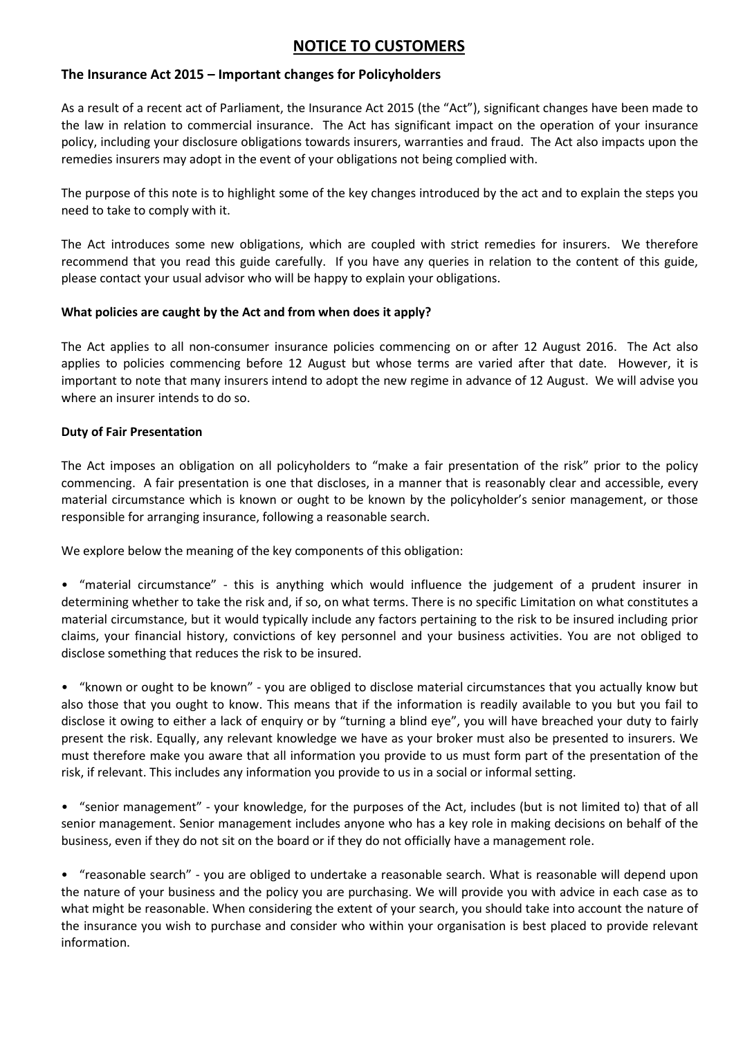# NOTICE TO CUSTOMERS

### The Insurance Act 2015 – Important changes for Policyholders

As a result of a recent act of Parliament, the Insurance Act 2015 (the "Act"), significant changes have been made to the law in relation to commercial insurance. The Act has significant impact on the operation of your insurance policy, including your disclosure obligations towards insurers, warranties and fraud. The Act also impacts upon the remedies insurers may adopt in the event of your obligations not being complied with.

The purpose of this note is to highlight some of the key changes introduced by the act and to explain the steps you need to take to comply with it.

The Act introduces some new obligations, which are coupled with strict remedies for insurers. We therefore recommend that you read this guide carefully. If you have any queries in relation to the content of this guide, please contact your usual advisor who will be happy to explain your obligations.

**What policies are caught by the Act and from when does it apply?**

The Act applies to all non-consumer insurance policies commencing on or after 12 August 2016. The Act also applies to policies commencing before 12 August but whose terms are varied after that date. However, it is important to note that many insurers intend to adopt the new regime in advance of 12 August. We will advise you where an insurer intends to do so.

**Duty of Fair Presentation**

The Act imposes an obligation on all policyholders to "make a fair presentation of the risk" prior to the policy commencing. A fair presentation is one that discloses, in a manner that is reasonably clear and accessible, every material circumstance which is known or ought to be known by the policyholder's senior management, or those responsible for arranging insurance, following a reasonable search.

We explore below the meaning of the key components of this obligation:

- "material circumstance" - this is anything which would influence the judgement of a prudent insurer in determining whether to take the risk and, if so, on what terms. There is no specific Limitation on what constitutes a material circumstance, but it would typically include any factors pertaining to the risk to be insured including prior claims, your financial history, convictions of key personnel and your business activities. You are not obliged to disclose something that reduces the risk to be insured.

- "known or ought to be known" - you are obliged to disclose material circumstances that you actually know but also those that you ought to know. This means that if the information is readily available to you but you fail to disclose it owing to either a lack of enquiry or by "turning a blind eye", you will have breached your duty to fairly present the risk. Equally, any relevant knowledge we have as your broker must also be presented to insurers. We must therefore make you aware that all information you provide to us must form part of the presentation of the risk, if relevant. This includes any information you provide to us in a social or informal setting.

- "senior management" - your knowledge, for the purposes of the Act, includes (but is not limited to) that of all senior management. Senior management includes anyone who has a key role in making decisions on behalf of the business, even if they do not sit on the board or if they do not officially have a management role.

- "reasonable search" - you are obliged to undertake a reasonable search. What is reasonable will depend upon the nature of your business and the policy you are purchasing. We will provide you with advice in each case as to what might be reasonable. When considering the extent of your search, you should take into account the nature of the insurance you wish to purchase and consider who within your organisation is best placed to provide relevant information.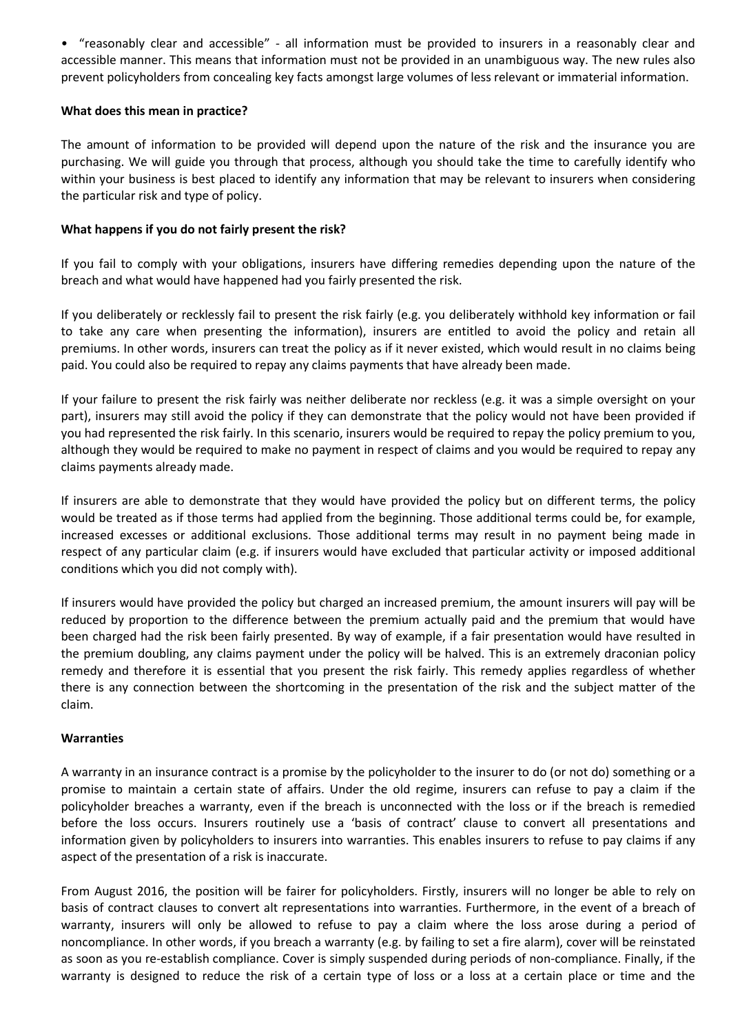• "reasonably clear and accessible" - all information must be provided to insurers in a reasonably clear and accessible manner. This means that information must not be provided in an unambiguous way. The new rules also prevent policyholders from concealing key facts amongst large volumes of less relevant or immaterial information.

**What does this mean in practice?**

The amount of information to be provided will depend upon the nature of the risk and the insurance you are purchasing. We will guide you through that process, although you should take the time to carefully identify who within your business is best placed to identify any information that may be relevant to insurers when considering the particular risk and type of policy.

**What happens if you do not fairly present the risk?**

If you fail to comply with your obligations, insurers have differing remedies depending upon the nature of the breach and what would have happened had you fairly presented the risk.

If you deliberately or recklessly fail to present the risk fairly (e.g. you deliberately withhold key information or fail to take any care when presenting the information), insurers are entitled to avoid the policy and retain all premiums. In other words, insurers can treat the policy as if it never existed, which would result in no claims being paid. You could also be required to repay any claims payments that have already been made.

If your failure to present the risk fairly was neither deliberate nor reckless (e.g. it was a simple oversight on your part), insurers may still avoid the policy if they can demonstrate that the policy would not have been provided if you had represented the risk fairly. In this scenario, insurers would be required to repay the policy premium to you, although they would be required to make no payment in respect of claims and you would be required to repay any claims payments already made.

If insurers are able to demonstrate that they would have provided the policy but on different terms, the policy would be treated as if those terms had applied from the beginning. Those additional terms could be, for example, increased excesses or additional exclusions. Those additional terms may result in no payment being made in respect of any particular claim (e.g. if insurers would have excluded that particular activity or imposed additional conditions which you did not comply with).

If insurers would have provided the policy but charged an increased premium, the amount insurers will pay will be reduced by proportion to the difference between the premium actually paid and the premium that would have been charged had the risk been fairly presented. By way of example, if a fair presentation would have resulted in the premium doubling, any claims payment under the policy will be halved. This is an extremely draconian policy remedy and therefore it is essential that you present the risk fairly. This remedy applies regardless of whether there is any connection between the shortcoming in the presentation of the risk and the subject matter of the claim.

**Warranties**

A warranty in an insurance contract is a promise by the policyholder to the insurer to do (or not do) something or a promise to maintain a certain state of affairs. Under the old regime, insurers can refuse to pay a claim if the policyholder breaches a warranty, even if the breach is unconnected with the loss or if the breach is remedied before the loss occurs. Insurers routinely use a 'basis of contract' clause to convert all presentations and information given by policyholders to insurers into warranties. This enables insurers to refuse to pay claims if any aspect of the presentation of a risk is inaccurate.

From August 2016, the position will be fairer for policyholders. Firstly, insurers will no longer be able to rely on basis of contract clauses to convert alt representations into warranties. Furthermore, in the event of a breach of warranty, insurers will only be allowed to refuse to pay a claim where the loss arose during a period of noncompliance. In other words, if you breach a warranty (e.g. by failing to set a fire alarm), cover will be reinstated as soon as you re-establish compliance. Cover is simply suspended during periods of non-compliance. Finally, if the warranty is designed to reduce the risk of a certain type of loss or a loss at a certain place or time and the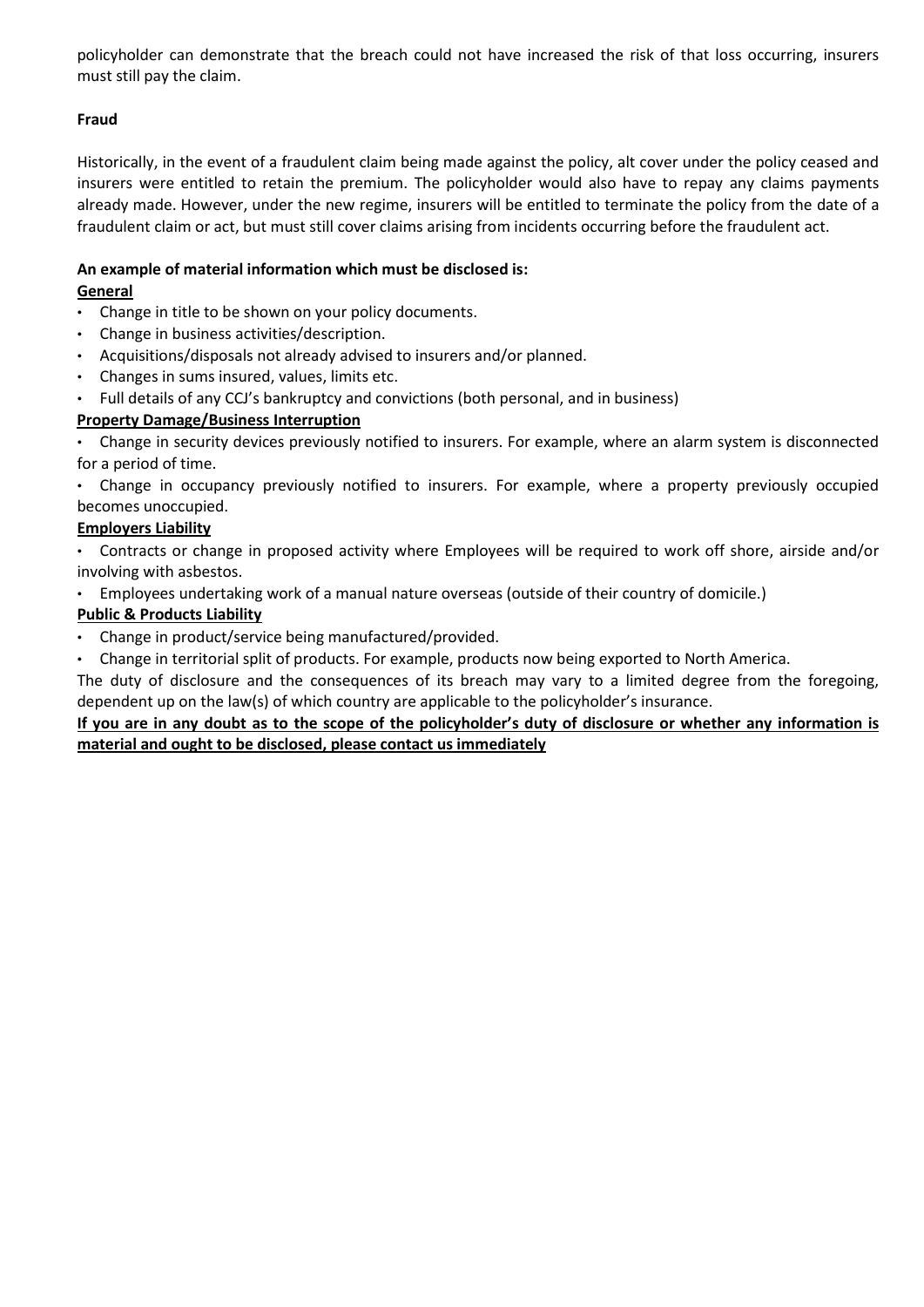policyholder can demonstrate that the breach could not have increased the risk of that loss occurring, insurers must still pay the claim.

**Fraud**

Historically, in the event of a fraudulent claim being made against the policy, alt cover under the policy ceased and insurers were entitled to retain the premium. The policyholder would also have to repay any claims payments already made. However, under the new regime, insurers will be entitled to terminate the policy from the date of a fraudulent claim or act, but must still cover claims arising from incidents occurring before the fraudulent act.

**An example of material information which must be disclosed is:**

**General**

- Change in title to be shown on your policy documents.
- Change in business activities/description.
- Acquisitions/disposals not already advised to insurers and/or planned.
- Changes in sums insured, values, limits etc.
- Full details of any CCJ's bankruptcy and convictions (both personal, and in business)

**Property Damage/Business Interruption**

- Change in security devices previously notified to insurers. For example, where an alarm system is disconnected for a period of time.
- Change in occupancy previously notified to insurers. For example, where a property previously occupied becomes unoccupied.

**Employers Liability**

- Contracts or change in proposed activity where Employees will be required to work off shore, airside and/or involving with asbestos.
- Employees undertaking work of a manual nature overseas (outside of their country of domicile.)

**Public & Products Liability**

- Change in product/service being manufactured/provided.
- Change in territorial split of products. For example, products now being exported to North America.

The duty of disclosure and the consequences of its breach may vary to a limited degree from the foregoing, dependent up on the law(s) of which country are applicable to the policyholder's insurance.

**If you are in any doubt as to the scope of the policyholder's duty of disclosure or whether any information is material and ought to be disclosed, please contact us immediately**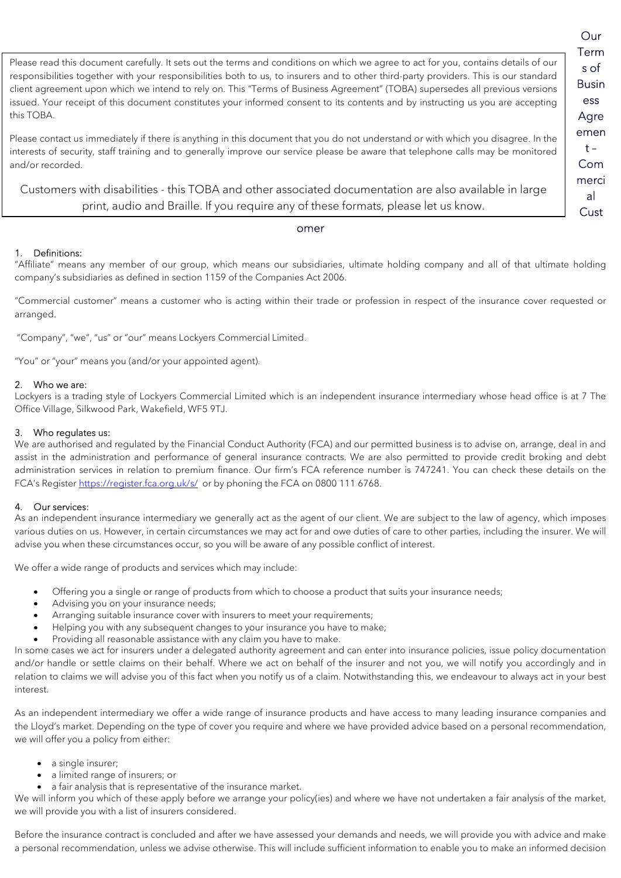# Our Terms of Business Agreement – Commercial Customer

Please read this document carefully. It sets out the terms and conditions on which we agree to act for you, contains details of our responsibilities together with your responsibilities both to us, to insurers and to other third-party providers. This is our standard client agreement upon which we intend to rely on. This "Terms of Business Agreement" (TOBA) supersedes all previous versions issued. Your receipt of this document constitutes your informed consent to its contents and by instructing us you are accepting this TOBA.

Please contact us immediately if there is anything in this document that you do not understand or with which you disagree. In the interests of security, staff training and to generally improve our service please be aware that telephone calls may be monitored and/or recorded.

Customers with disabilities - this TOBA and other associated documentation are also available in large print, audio and Braille. If you require any of these formats, please let us know.

## 1. Definitions:

"Affiliate" means any member of our group, which means our subsidiaries, ultimate holding company and all of that ultimate holding company's subsidiaries as defined in section 1159 of the Companies Act 2006.

"Commercial customer" means a customer who is acting within their trade or profession in respect of the insurance cover requested or arranged.

"Company", "we", "us" or "our" means Lockyers Commercial Limited.

"You" or "your" means you (and/or your appointed agent).

## 2. Who we are:

Lockyers is a trading style of Lockyers Commercial Limited which is an independent insurance intermediary whose head office is at 7 The Office Village, Silkwood Park, Wakefield, WF5 9TJ.

## 3. Who regulates us:

We are authorised and regulated by the Financial Conduct Authority (FCA) and our permitted business is to advise on, arrange, deal in and assist in the administration and performance of general insurance contracts. We are also permitted to provide credit broking and debt administration services in relation to premium finance. Our firm's FCA reference number is 747241. You can check these details on the FCA's Register https://register.fca.org.uk/s/ or by phoning the FCA on 0800 111 6768.

## 4. Our services:

As an independent insurance intermediary we generally act as the agent of our client. We are subject to the law of agency, which imposes various duties on us. However, in certain circumstances we may act for and owe duties of care to other parties, including the insurer. We will advise you when these circumstances occur, so you will be aware of any possible conflict of interest.

We offer a wide range of products and services which may include:

- Offering you a single or range of products from which to choose a product that suits your insurance needs;
- Advising you on your insurance needs;
- Arranging suitable insurance cover with insurers to meet your requirements;
- Helping you with any subsequent changes to your insurance you have to make;
- Providing all reasonable assistance with any claim you have to make.

In some cases we act for insurers under a delegated authority agreement and can enter into insurance policies, issue policy documentation and/or handle or settle claims on their behalf. Where we act on behalf of the insurer and not you, we will notify you accordingly and in relation to claims we will advise you of this fact when you notify us of a claim. Notwithstanding this, we endeavour to always act in your best interest.

As an independent intermediary we offer a wide range of insurance products and have access to many leading insurance companies and the Lloyd's market. Depending on the type of cover you require and where we have provided advice based on a personal recommendation, we will offer you a policy from either:

- a single insurer;
- a limited range of insurers; or
- a fair analysis that is representative of the insurance market.

We will inform you which of these apply before we arrange your policy(ies) and where we have not undertaken a fair analysis of the market, we will provide you with a list of insurers considered.

Before the insurance contract is concluded and after we have assessed your demands and needs, we will provide you with advice and make a personal recommendation, unless we advise otherwise. This will include sufficient information to enable you to make an informed decision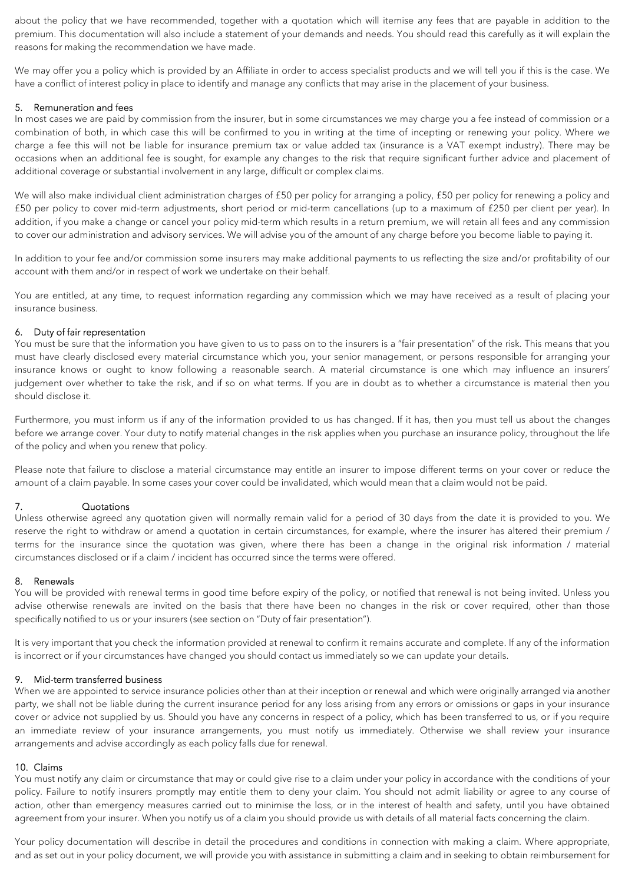about the policy that we have recommended, together with a quotation which will itemise any fees that are payable in addition to the premium. This documentation will also include a statement of your demands and needs. You should read this carefully as it will explain the reasons for making the recommendation we have made.

We may offer you a policy which is provided by an Affiliate in order to access specialist products and we will tell you if this is the case. We have a conflict of interest policy in place to identify and manage any conflicts that may arise in the placement of your business.

## 5. Remuneration and fees

In most cases we are paid by commission from the insurer, but in some circumstances we may charge you a fee instead of commission or a combination of both, in which case this will be confirmed to you in writing at the time of incepting or renewing your policy. Where we charge a fee this will not be liable for insurance premium tax or value added tax (insurance is a VAT exempt industry). There may be occasions when an additional fee is sought, for example any changes to the risk that require significant further advice and placement of additional coverage or substantial involvement in any large, difficult or complex claims.

We will also make individual client administration charges of £50 per policy for arranging a policy, £50 per policy for renewing a policy and £50 per policy to cover mid-term adjustments, short period or mid-term cancellations (up to a maximum of £250 per client per year). In addition, if you make a change or cancel your policy mid-term which results in a return premium, we will retain all fees and any commission to cover our administration and advisory services. We will advise you of the amount of any charge before you become liable to paying it.

In addition to your fee and/or commission some insurers may make additional payments to us reflecting the size and/or profitability of our account with them and/or in respect of work we undertake on their behalf.

You are entitled, at any time, to request information regarding any commission which we may have received as a result of placing your insurance business.

## 6. Duty of fair representation

You must be sure that the information you have given to us to pass on to the insurers is a "fair presentation" of the risk. This means that you must have clearly disclosed every material circumstance which you, your senior management, or persons responsible for arranging your insurance knows or ought to know following a reasonable search. A material circumstance is one which may influence an insurers' judgement over whether to take the risk, and if so on what terms. If you are in doubt as to whether a circumstance is material then you should disclose it.

Furthermore, you must inform us if any of the information provided to us has changed. If it has, then you must tell us about the changes before we arrange cover. Your duty to notify material changes in the risk applies when you purchase an insurance policy, throughout the life of the policy and when you renew that policy.

Please note that failure to disclose a material circumstance may entitle an insurer to impose different terms on your cover or reduce the amount of a claim payable. In some cases your cover could be invalidated, which would mean that a claim would not be paid.

## 7. Quotations

Unless otherwise agreed any quotation given will normally remain valid for a period of 30 days from the date it is provided to you. We reserve the right to withdraw or amend a quotation in certain circumstances, for example, where the insurer has altered their premium / terms for the insurance since the quotation was given, where there has been a change in the original risk information / material circumstances disclosed or if a claim / incident has occurred since the terms were offered.

## 8. Renewals

You will be provided with renewal terms in good time before expiry of the policy, or notified that renewal is not being invited. Unless you advise otherwise renewals are invited on the basis that there have been no changes in the risk or cover required, other than those specifically notified to us or your insurers (see section on "Duty of fair presentation").

It is very important that you check the information provided at renewal to confirm it remains accurate and complete. If any of the information is incorrect or if your circumstances have changed you should contact us immediately so we can update your details.

## 9. Mid-term transferred business

When we are appointed to service insurance policies other than at their inception or renewal and which were originally arranged via another party, we shall not be liable during the current insurance period for any loss arising from any errors or omissions or gaps in your insurance cover or advice not supplied by us. Should you have any concerns in respect of a policy, which has been transferred to us, or if you require an immediate review of your insurance arrangements, you must notify us immediately. Otherwise we shall review your insurance arrangements and advise accordingly as each policy falls due for renewal.

## 10. Claims

You must notify any claim or circumstance that may or could give rise to a claim under your policy in accordance with the conditions of your policy. Failure to notify insurers promptly may entitle them to deny your claim. You should not admit liability or agree to any course of action, other than emergency measures carried out to minimise the loss, or in the interest of health and safety, until you have obtained agreement from your insurer. When you notify us of a claim you should provide us with details of all material facts concerning the claim.

Your policy documentation will describe in detail the procedures and conditions in connection with making a claim. Where appropriate, and as set out in your policy document, we will provide you with assistance in submitting a claim and in seeking to obtain reimbursement for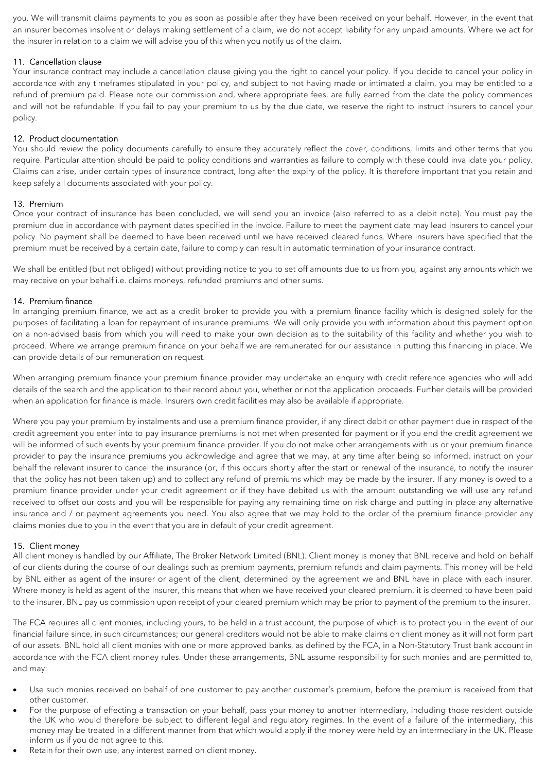you. We will transmit claims payments to you as soon as possible after they have been received on your behalf. However, in the event that an insurer becomes insolvent or delays making settlement of a claim, we do not accept liability for any unpaid amounts. Where we act for the insurer in relation to a claim we will advise you of this when you notify us of the claim.

## 11. Cancellation clause

Your insurance contract may include a cancellation clause giving you the right to cancel your policy. If you decide to cancel your policy in accordance with any timeframes stipulated in your policy, and subject to not having made or intimated a claim, you may be entitled to a refund of premium paid. Please note our commission and, where appropriate fees, are fully earned from the date the policy commences and will not be refundable. If you fail to pay your premium to us by the due date, we reserve the right to instruct insurers to cancel your policy.

## 12. Product documentation

You should review the policy documents carefully to ensure they accurately reflect the cover, conditions, limits and other terms that you require. Particular attention should be paid to policy conditions and warranties as failure to comply with these could invalidate your policy. Claims can arise, under certain types of insurance contract, long after the expiry of the policy. It is therefore important that you retain and keep safely all documents associated with your policy.

## 13. Premium

Once your contract of insurance has been concluded, we will send you an invoice (also referred to as a debit note). You must pay the premium due in accordance with payment dates specified in the invoice. Failure to meet the payment date may lead insurers to cancel your policy. No payment shall be deemed to have been received until we have received cleared funds. Where insurers have specified that the premium must be received by a certain date, failure to comply can result in automatic termination of your insurance contract.

We shall be entitled (but not obliged) without providing notice to you to set off amounts due to us from you, against any amounts which we may receive on your behalf i.e. claims moneys, refunded premiums and other sums.

## 14. Premium finance

In arranging premium finance, we act as a credit broker to provide you with a premium finance facility which is designed solely for the purposes of facilitating a loan for repayment of insurance premiums. We will only provide you with information about this payment option on a non-advised basis from which you will need to make your own decision as to the suitability of this facility and whether you wish to proceed. Where we arrange premium finance on your behalf we are remunerated for our assistance in putting this financing in place. We can provide details of our remuneration on request.

When arranging premium finance your premium finance provider may undertake an enquiry with credit reference agencies who will add details of the search and the application to their record about you, whether or not the application proceeds. Further details will be provided when an application for finance is made. Insurers own credit facilities may also be available if appropriate.

Where you pay your premium by instalments and use a premium finance provider, if any direct debit or other payment due in respect of the credit agreement you enter into to pay insurance premiums is not met when presented for payment or if you end the credit agreement we will be informed of such events by your premium finance provider. If you do not make other arrangements with us or your premium finance provider to pay the insurance premiums you acknowledge and agree that we may, at any time after being so informed, instruct on your behalf the relevant insurer to cancel the insurance (or, if this occurs shortly after the start or renewal of the insurance, to notify the insurer that the policy has not been taken up) and to collect any refund of premiums which may be made by the insurer. If any money is owed to a premium finance provider under your credit agreement or if they have debited us with the amount outstanding we will use any refund received to offset our costs and you will be responsible for paying any remaining time on risk charge and putting in place any alternative insurance and / or payment agreements you need. You also agree that we may hold to the order of the premium finance provider any claims monies due to you in the event that you are in default of your credit agreement.

## 15. Client money

All client money is handled by our Affiliate, The Broker Network Limited (BNL). Client money is money that BNL receive and hold on behalf of our clients during the course of our dealings such as premium payments, premium refunds and claim payments. This money will be held by BNL either as agent of the insurer or agent of the client, determined by the agreement we and BNL have in place with each insurer. Where money is held as agent of the insurer, this means that when we have received your cleared premium, it is deemed to have been paid to the insurer. BNL pay us commission upon receipt of your cleared premium which may be prior to payment of the premium to the insurer.

The FCA requires all client monies, including yours, to be held in a trust account, the purpose of which is to protect you in the event of our financial failure since, in such circumstances; our general creditors would not be able to make claims on client money as it will not form part of our assets. BNL hold all client monies with one or more approved banks, as defined by the FCA, in a Non-Statutory Trust bank account in accordance with the FCA client money rules. Under these arrangements, BNL assume responsibility for such monies and are permitted to, and may:

- Use such monies received on behalf of one customer to pay another customer's premium, before the premium is received from that other customer.
- For the purpose of effecting a transaction on your behalf, pass your money to another intermediary, including those resident outside the UK who would therefore be subject to different legal and regulatory regimes. In the event of a failure of the intermediary, this money may be treated in a different manner from that which would apply if the money were held by an intermediary in the UK. Please inform us if you do not agree to this.
- Retain for their own use, any interest earned on client money.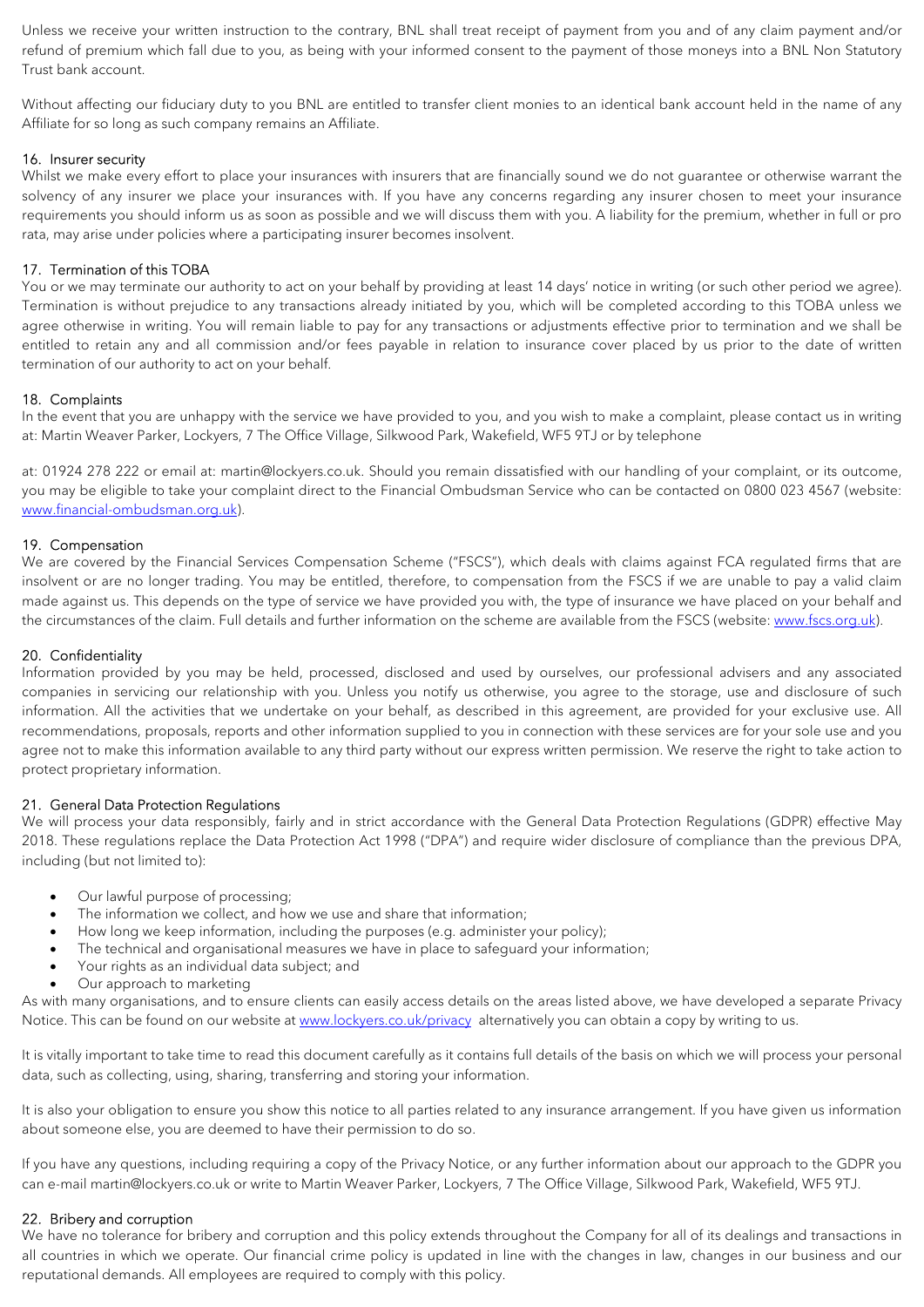Unless we receive your written instruction to the contrary, BNL shall treat receipt of payment from you and of any claim payment and/or refund of premium which fall due to you, as being with your informed consent to the payment of those moneys into a BNL Non Statutory Trust bank account.

Without affecting our fiduciary duty to you BNL are entitled to transfer client monies to an identical bank account held in the name of any Affiliate for so long as such company remains an Affiliate.

## 16. Insurer security

Whilst we make every effort to place your insurances with insurers that are financially sound we do not guarantee or otherwise warrant the solvency of any insurer we place your insurances with. If you have any concerns regarding any insurer chosen to meet your insurance requirements you should inform us as soon as possible and we will discuss them with you. A liability for the premium, whether in full or pro rata, may arise under policies where a participating insurer becomes insolvent.

## 17. Termination of this TOBA

You or we may terminate our authority to act on your behalf by providing at least 14 days' notice in writing (or such other period we agree). Termination is without prejudice to any transactions already initiated by you, which will be completed according to this TOBA unless we agree otherwise in writing. You will remain liable to pay for any transactions or adjustments effective prior to termination and we shall be entitled to retain any and all commission and/or fees payable in relation to insurance cover placed by us prior to the date of written termination of our authority to act on your behalf.

## 18. Complaints

In the event that you are unhappy with the service we have provided to you, and you wish to make a complaint, please contact us in writing at: Martin Weaver Parker, Lockyers, 7 The Office Village, Silkwood Park, Wakefield, WF5 9TJ or by telephone

at: 01924 278 222 or email at: martin@lockyers.co.uk. Should you remain dissatisfied with our handling of your complaint, or its outcome, you may be eligible to take your complaint direct to the Financial Ombudsman Service who can be contacted on 0800 023 4567 (website: www.financial-ombudsman.org.uk).

## 19. Compensation

We are covered by the Financial Services Compensation Scheme ("FSCS"), which deals with claims against FCA regulated firms that are insolvent or are no longer trading. You may be entitled, therefore, to compensation from the FSCS if we are unable to pay a valid claim made against us. This depends on the type of service we have provided you with, the type of insurance we have placed on your behalf and the circumstances of the claim. Full details and further information on the scheme are available from the FSCS (website: www.fscs.org.uk).

## 20. Confidentiality

Information provided by you may be held, processed, disclosed and used by ourselves, our professional advisers and any associated companies in servicing our relationship with you. Unless you notify us otherwise, you agree to the storage, use and disclosure of such information. All the activities that we undertake on your behalf, as described in this agreement, are provided for your exclusive use. All recommendations, proposals, reports and other information supplied to you in connection with these services are for your sole use and you agree not to make this information available to any third party without our express written permission. We reserve the right to take action to protect proprietary information.

## 21. General Data Protection Regulations

We will process your data responsibly, fairly and in strict accordance with the General Data Protection Regulations (GDPR) effective May 2018. These regulations replace the Data Protection Act 1998 ("DPA") and require wider disclosure of compliance than the previous DPA, including (but not limited to):

- Our lawful purpose of processing;
- The information we collect, and how we use and share that information;
- How long we keep information, including the purposes (e.g. administer your policy);
- The technical and organisational measures we have in place to safeguard your information;
- Your rights as an individual data subject; and
- Our approach to marketing

As with many organisations, and to ensure clients can easily access details on the areas listed above, we have developed a separate Privacy Notice. This can be found on our website at www.lockyers.co.uk/privacy alternatively you can obtain a copy by writing to us.

It is vitally important to take time to read this document carefully as it contains full details of the basis on which we will process your personal data, such as collecting, using, sharing, transferring and storing your information.

It is also your obligation to ensure you show this notice to all parties related to any insurance arrangement. If you have given us information about someone else, you are deemed to have their permission to do so.

If you have any questions, including requiring a copy of the Privacy Notice, or any further information about our approach to the GDPR you can e-mail martin@lockyers.co.uk or write to Martin Weaver Parker, Lockyers, 7 The Office Village, Silkwood Park, Wakefield, WF5 9TJ.

## 22. Bribery and corruption

We have no tolerance for bribery and corruption and this policy extends throughout the Company for all of its dealings and transactions in all countries in which we operate. Our financial crime policy is updated in line with the changes in law, changes in our business and our reputational demands. All employees are required to comply with this policy.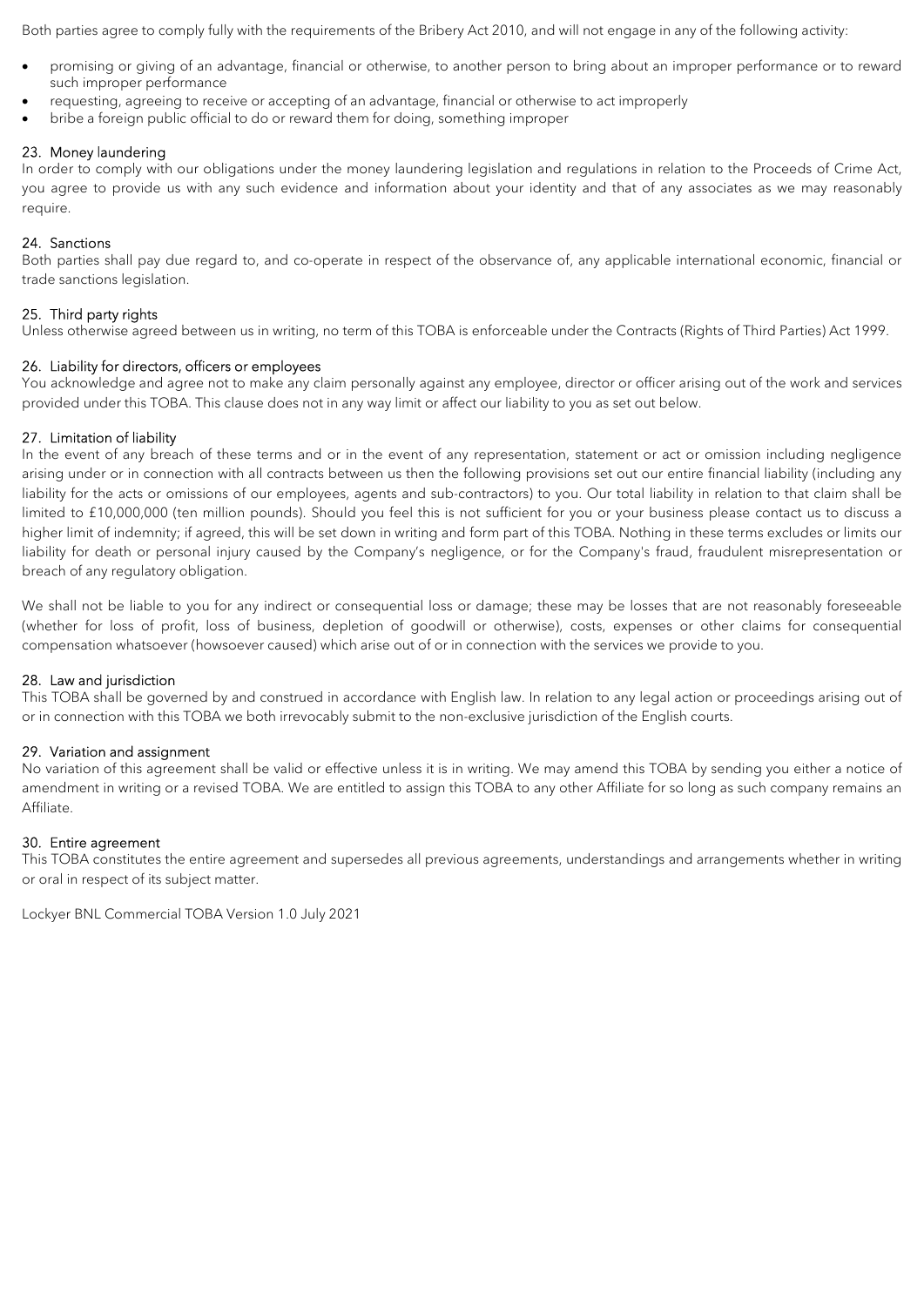Both parties agree to comply fully with the requirements of the Bribery Act 2010, and will not engage in any of the following activity:

- promising or giving of an advantage, financial or otherwise, to another person to bring about an improper performance or to reward such improper performance
- requesting, agreeing to receive or accepting of an advantage, financial or otherwise to act improperly
- bribe a foreign public official to do or reward them for doing, something improper

### 23. Money laundering

In order to comply with our obligations under the money laundering legislation and regulations in relation to the Proceeds of Crime Act, you agree to provide us with any such evidence and information about your identity and that of any associates as we may reasonably require.

### 24. Sanctions

Both parties shall pay due regard to, and co-operate in respect of the observance of, any applicable international economic, financial or trade sanctions legislation.

### 25. Third party rights

Unless otherwise agreed between us in writing, no term of this TOBA is enforceable under the Contracts (Rights of Third Parties) Act 1999.

### 26. Liability for directors, officers or employees

You acknowledge and agree not to make any claim personally against any employee, director or officer arising out of the work and services provided under this TOBA. This clause does not in any way limit or affect our liability to you as set out below.

### 27. Limitation of liability

In the event of any breach of these terms and or in the event of any representation, statement or act or omission including negligence arising under or in connection with all contracts between us then the following provisions set out our entire financial liability (including any liability for the acts or omissions of our employees, agents and sub-contractors) to you. Our total liability in relation to that claim shall be limited to £10,000,000 (ten million pounds). Should you feel this is not sufficient for you or your business please contact us to discuss a higher limit of indemnity; if agreed, this will be set down in writing and form part of this TOBA. Nothing in these terms excludes or limits our liability for death or personal injury caused by the Company's negligence, or for the Company's fraud, fraudulent misrepresentation or breach of any regulatory obligation.

We shall not be liable to you for any indirect or consequential loss or damage; these may be losses that are not reasonably foreseeable (whether for loss of profit, loss of business, depletion of goodwill or otherwise), costs, expenses or other claims for consequential compensation whatsoever (howsoever caused) which arise out of or in connection with the services we provide to you.

### 28. Law and jurisdiction

This TOBA shall be governed by and construed in accordance with English law. In relation to any legal action or proceedings arising out of or in connection with this TOBA we both irrevocably submit to the non-exclusive jurisdiction of the English courts.

### 29. Variation and assignment

No variation of this agreement shall be valid or effective unless it is in writing. We may amend this TOBA by sending you either a notice of amendment in writing or a revised TOBA. We are entitled to assign this TOBA to any other Affiliate for so long as such company remains an Affiliate.

### 30. Entire agreement

This TOBA constitutes the entire agreement and supersedes all previous agreements, understandings and arrangements whether in writing or oral in respect of its subject matter.

Lockyer BNL Commercial TOBA Version 1.0 July 2021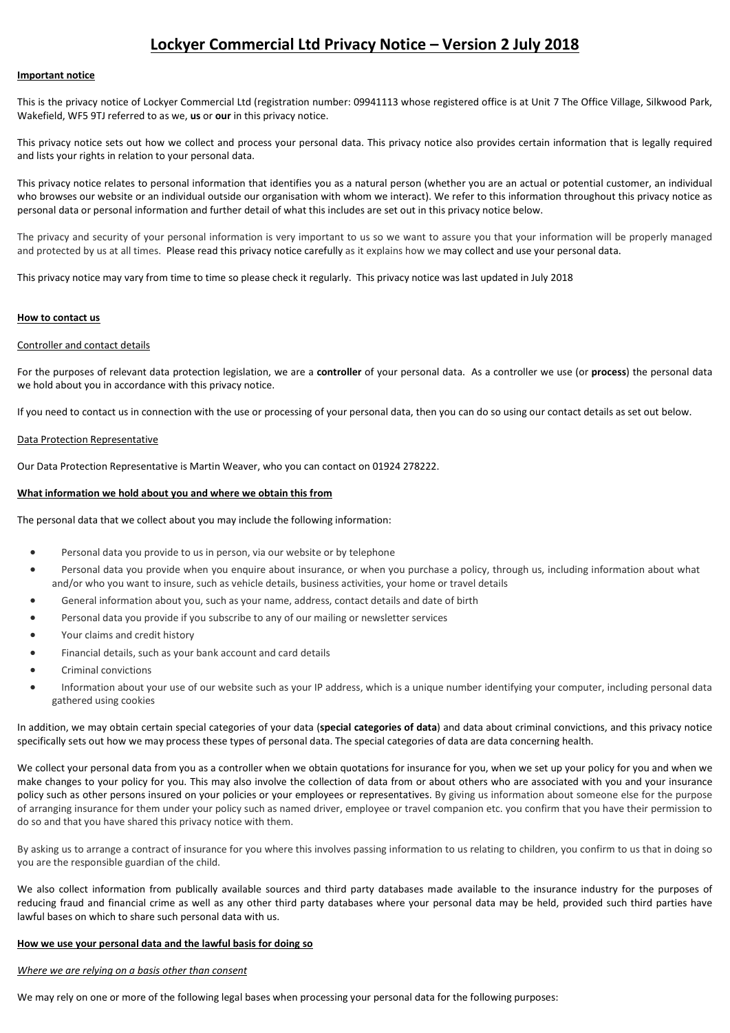# Lockyer Commercial Ltd Privacy Notice – Version 2 July 2018

**Important notice**

This is the privacy notice of Lockyer Commercial Ltd (registration number: 09941113 whose registered office is at Unit 7 The Office Village, Silkwood Park, Wakefield, WF5 9TJ referred to as we, **us** or **our** in this privacy notice.

This privacy notice sets out how we collect and process your personal data. This privacy notice also provides certain information that is legally required and lists your rights in relation to your personal data.

This privacy notice relates to personal information that identifies you as a natural person (whether you are an actual or potential customer, an individual who browses our website or an individual outside our organisation with whom we interact). We refer to this information throughout this privacy notice as personal data or personal information and further detail of what this includes are set out in this privacy notice below.

The privacy and security of your personal information is very important to us so we want to assure you that your information will be properly managed and protected by us at all times. Please read this privacy notice carefully as it explains how we may collect and use your personal data.

This privacy notice may vary from time to time so please check it regularly. This privacy notice was last updated in July 2018

**How to contact us**

Controller and contact details

For the purposes of relevant data protection legislation, we are a **controller** of your personal data. As a controller we use (or **process**) the personal data we hold about you in accordance with this privacy notice.

If you need to contact us in connection with the use or processing of your personal data, then you can do so using our contact details as set out below.

Data Protection Representative

Our Data Protection Representative is Martin Weaver, who you can contact on 01924 278222.

**What information we hold about you and where we obtain this from**

The personal data that we collect about you may include the following information:

- Personal data you provide to us in person, via our website or by telephone
- Personal data you provide when you enquire about insurance, or when you purchase a policy, through us, including information about what and/or who you want to insure, such as vehicle details, business activities, your home or travel details
- General information about you, such as your name, address, contact details and date of birth
- Personal data you provide if you subscribe to any of our mailing or newsletter services
- Your claims and credit history
- Financial details, such as your bank account and card details
- Criminal convictions
- Information about your use of our website such as your IP address, which is a unique number identifying your computer, including personal data gathered using cookies

In addition, we may obtain certain special categories of your data (**special categories of data**) and data about criminal convictions, and this privacy notice specifically sets out how we may process these types of personal data. The special categories of data are data concerning health.

We collect your personal data from you as a controller when we obtain quotations for insurance for you, when we set up your policy for you and when we make changes to your policy for you. This may also involve the collection of data from or about others who are associated with you and your insurance policy such as other persons insured on your policies or your employees or representatives. By giving us information about someone else for the purpose of arranging insurance for them under your policy such as named driver, employee or travel companion etc. you confirm that you have their permission to do so and that you have shared this privacy notice with them.

By asking us to arrange a contract of insurance for you where this involves passing information to us relating to children, you confirm to us that in doing so you are the responsible guardian of the child.

We also collect information from publically available sources and third party databases made available to the insurance industry for the purposes of reducing fraud and financial crime as well as any other third party databases where your personal data may be held, provided such third parties have lawful bases on which to share such personal data with us.

**How we use your personal data and the lawful basis for doing so**

*Where we are relying on a basis other than consent*

We may rely on one or more of the following legal bases when processing your personal data for the following purposes: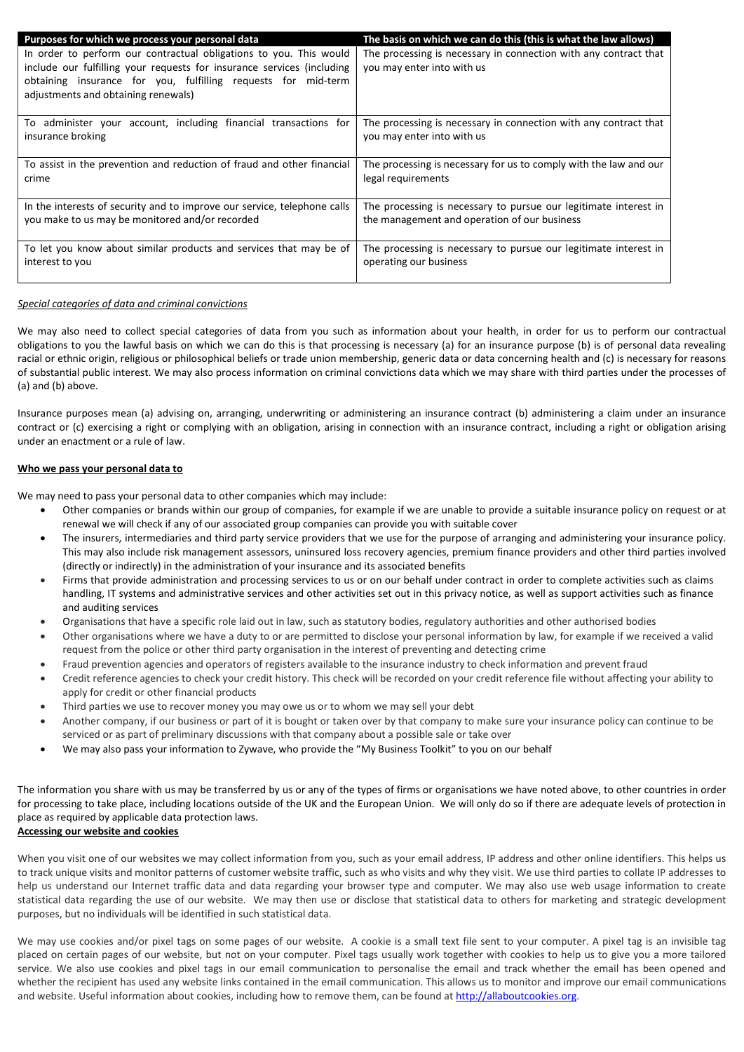| Purposes for which we process your personal data | The basis on which we can do this (this is what the law allows) |
| --- | --- |
| In order to perform our contractual obligations to you. This would include our fulfilling your requests for insurance services (including obtaining insurance for you, fulfilling requests for mid-term adjustments and obtaining renewals) | The processing is necessary in connection with any contract that you may enter into with us |
| To administer your account, including financial transactions for insurance broking | The processing is necessary in connection with any contract that you may enter into with us |
| To assist in the prevention and reduction of fraud and other financial crime | The processing is necessary for us to comply with the law and our legal requirements |
| In the interests of security and to improve our service, telephone calls you make to us may be monitored and/or recorded | The processing is necessary to pursue our legitimate interest in the management and operation of our business |
| To let you know about similar products and services that may be of interest to you | The processing is necessary to pursue our legitimate interest in operating our business |

*Special categories of data and criminal convictions*

We may also need to collect special categories of data from you such as information about your health, in order for us to perform our contractual obligations to you the lawful basis on which we can do this is that processing is necessary (a) for an insurance purpose (b) is of personal data revealing racial or ethnic origin, religious or philosophical beliefs or trade union membership, generic data or data concerning health and (c) is necessary for reasons of substantial public interest. We may also process information on criminal convictions data which we may share with third parties under the processes of (a) and (b) above.

Insurance purposes mean (a) advising on, arranging, underwriting or administering an insurance contract (b) administering a claim under an insurance contract or (c) exercising a right or complying with an obligation, arising in connection with an insurance contract, including a right or obligation arising under an enactment or a rule of law.

**Who we pass your personal data to**

We may need to pass your personal data to other companies which may include:

- Other companies or brands within our group of companies, for example if we are unable to provide a suitable insurance policy on request or at renewal we will check if any of our associated group companies can provide you with suitable cover
- The insurers, intermediaries and third party service providers that we use for the purpose of arranging and administering your insurance policy. This may also include risk management assessors, uninsured loss recovery agencies, premium finance providers and other third parties involved (directly or indirectly) in the administration of your insurance and its associated benefits
- Firms that provide administration and processing services to us or on our behalf under contract in order to complete activities such as claims handling, IT systems and administrative services and other activities set out in this privacy notice, as well as support activities such as finance and auditing services
- Organisations that have a specific role laid out in law, such as statutory bodies, regulatory authorities and other authorised bodies
- Other organisations where we have a duty to or are permitted to disclose your personal information by law, for example if we received a valid request from the police or other third party organisation in the interest of preventing and detecting crime
- Fraud prevention agencies and operators of registers available to the insurance industry to check information and prevent fraud
- Credit reference agencies to check your credit history. This check will be recorded on your credit reference file without affecting your ability to apply for credit or other financial products
- Third parties we use to recover money you may owe us or to whom we may sell your debt
- Another company, if our business or part of it is bought or taken over by that company to make sure your insurance policy can continue to be serviced or as part of preliminary discussions with that company about a possible sale or take over
- We may also pass your information to Zywave, who provide the "My Business Toolkit" to you on our behalf

The information you share with us may be transferred by us or any of the types of firms or organisations we have noted above, to other countries in order for processing to take place, including locations outside of the UK and the European Union. We will only do so if there are adequate levels of protection in place as required by applicable data protection laws.

**Accessing our website and cookies**

When you visit one of our websites we may collect information from you, such as your email address, IP address and other online identifiers. This helps us to track unique visits and monitor patterns of customer website traffic, such as who visits and why they visit. We use third parties to collate IP addresses to help us understand our Internet traffic data and data regarding your browser type and computer. We may also use web usage information to create statistical data regarding the use of our website. We may then use or disclose that statistical data to others for marketing and strategic development purposes, but no individuals will be identified in such statistical data.

We may use cookies and/or pixel tags on some pages of our website. A cookie is a small text file sent to your computer. A pixel tag is an invisible tag placed on certain pages of our website, but not on your computer. Pixel tags usually work together with cookies to help us to give you a more tailored service. We also use cookies and pixel tags in our email communication to personalise the email and track whether the email has been opened and whether the recipient has used any website links contained in the email communication. This allows us to monitor and improve our email communications and website. Useful information about cookies, including how to remove them, can be found at http://allaboutcookies.org.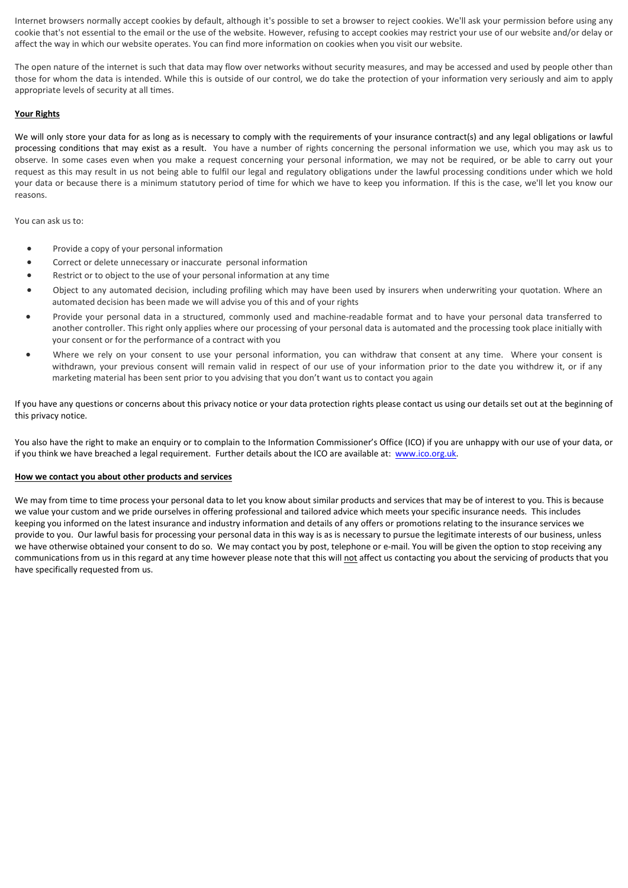Internet browsers normally accept cookies by default, although it's possible to set a browser to reject cookies. We'll ask your permission before using any cookie that's not essential to the email or the use of the website. However, refusing to accept cookies may restrict your use of our website and/or delay or affect the way in which our website operates. You can find more information on cookies when you visit our website.

The open nature of the internet is such that data may flow over networks without security measures, and may be accessed and used by people other than those for whom the data is intended. While this is outside of our control, we do take the protection of your information very seriously and aim to apply appropriate levels of security at all times.

**Your Rights**

We will only store your data for as long as is necessary to comply with the requirements of your insurance contract(s) and any legal obligations or lawful processing conditions that may exist as a result. You have a number of rights concerning the personal information we use, which you may ask us to observe. In some cases even when you make a request concerning your personal information, we may not be required, or be able to carry out your request as this may result in us not being able to fulfil our legal and regulatory obligations under the lawful processing conditions under which we hold your data or because there is a minimum statutory period of time for which we have to keep you information. If this is the case, we'll let you know our reasons.

You can ask us to:

- Provide a copy of your personal information
- Correct or delete unnecessary or inaccurate personal information
- Restrict or to object to the use of your personal information at any time
- Object to any automated decision, including profiling which may have been used by insurers when underwriting your quotation. Where an automated decision has been made we will advise you of this and of your rights
- Provide your personal data in a structured, commonly used and machine-readable format and to have your personal data transferred to another controller. This right only applies where our processing of your personal data is automated and the processing took place initially with your consent or for the performance of a contract with you
- Where we rely on your consent to use your personal information, you can withdraw that consent at any time. Where your consent is withdrawn, your previous consent will remain valid in respect of our use of your information prior to the date you withdrew it, or if any marketing material has been sent prior to you advising that you don't want us to contact you again

If you have any questions or concerns about this privacy notice or your data protection rights please contact us using our details set out at the beginning of this privacy notice.

You also have the right to make an enquiry or to complain to the Information Commissioner's Office (ICO) if you are unhappy with our use of your data, or if you think we have breached a legal requirement. Further details about the ICO are available at: [www.ico.org.uk](http://www.ico.org.uk).

**How we contact you about other products and services**

We may from time to time process your personal data to let you know about similar products and services that may be of interest to you. This is because we value your custom and we pride ourselves in offering professional and tailored advice which meets your specific insurance needs. This includes keeping you informed on the latest insurance and industry information and details of any offers or promotions relating to the insurance services we provide to you. Our lawful basis for processing your personal data in this way is as is necessary to pursue the legitimate interests of our business, unless we have otherwise obtained your consent to do so. We may contact you by post, telephone or e-mail. You will be given the option to stop receiving any communications from us in this regard at any time however please note that this will not affect us contacting you about the servicing of products that you have specifically requested from us.